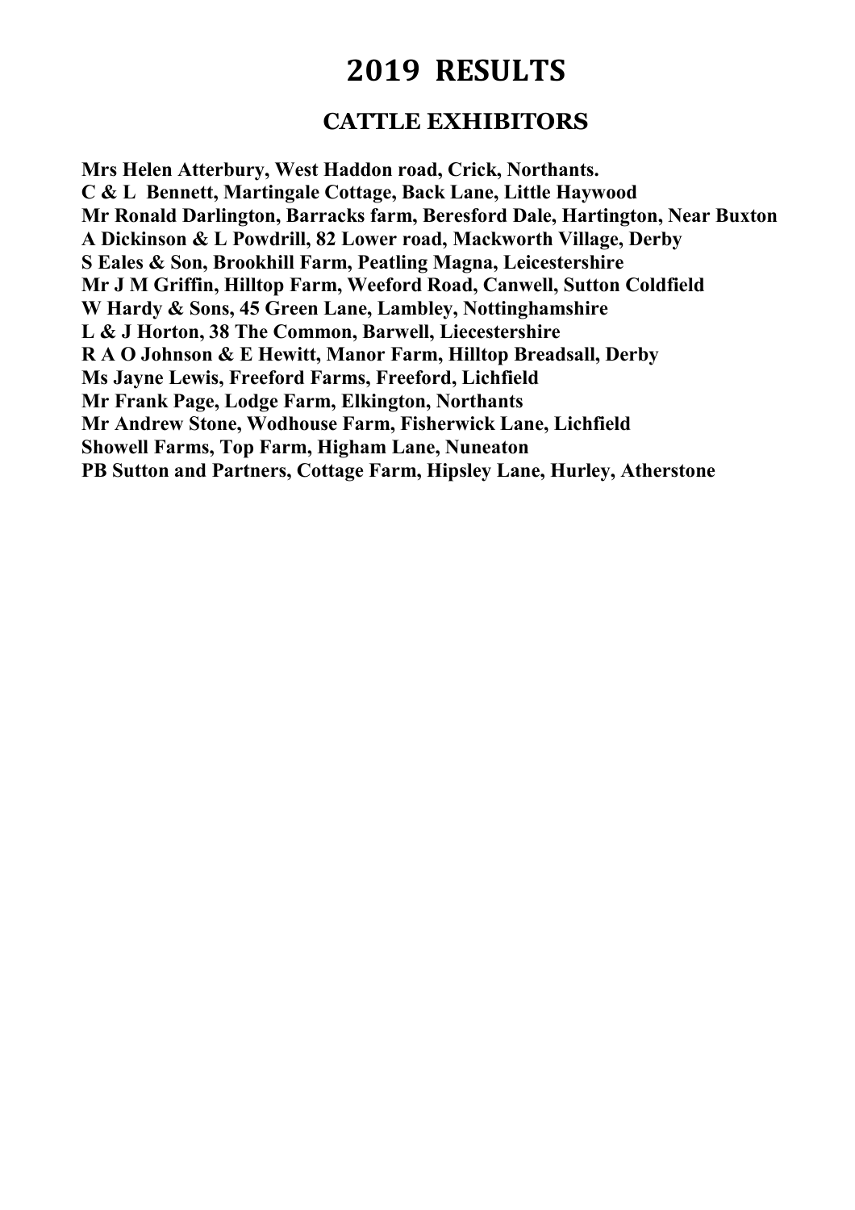# 2019 RESULTS

## CATTLE EXHIBITORS

**Mrs Helen Atterbury, West Haddon road, Crick, Northants.**
**C & L Bennett, Martingale Cottage, Back Lane, Little Haywood**
**Mr Ronald Darlington, Barracks farm, Beresford Dale, Hartington, Near Buxton**
**A Dickinson & L Powdrill, 82 Lower road, Mackworth Village, Derby**
**S Eales & Son, Brookhill Farm, Peatling Magna, Leicestershire**
**Mr J M Griffin, Hilltop Farm, Weeford Road, Canwell, Sutton Coldfield**
**W Hardy & Sons, 45 Green Lane, Lambley, Nottinghamshire**
**L & J Horton, 38 The Common, Barwell, Liecestershire**
**R A O Johnson & E Hewitt, Manor Farm, Hilltop Breadsall, Derby**
**Ms Jayne Lewis, Freeford Farms, Freeford, Lichfield**
**Mr Frank Page, Lodge Farm, Elkington, Northants**
**Mr Andrew Stone, Wodhouse Farm, Fisherwick Lane, Lichfield**
**Showell Farms, Top Farm, Higham Lane, Nuneaton**
**PB Sutton and Partners, Cottage Farm, Hipsley Lane, Hurley, Atherstone**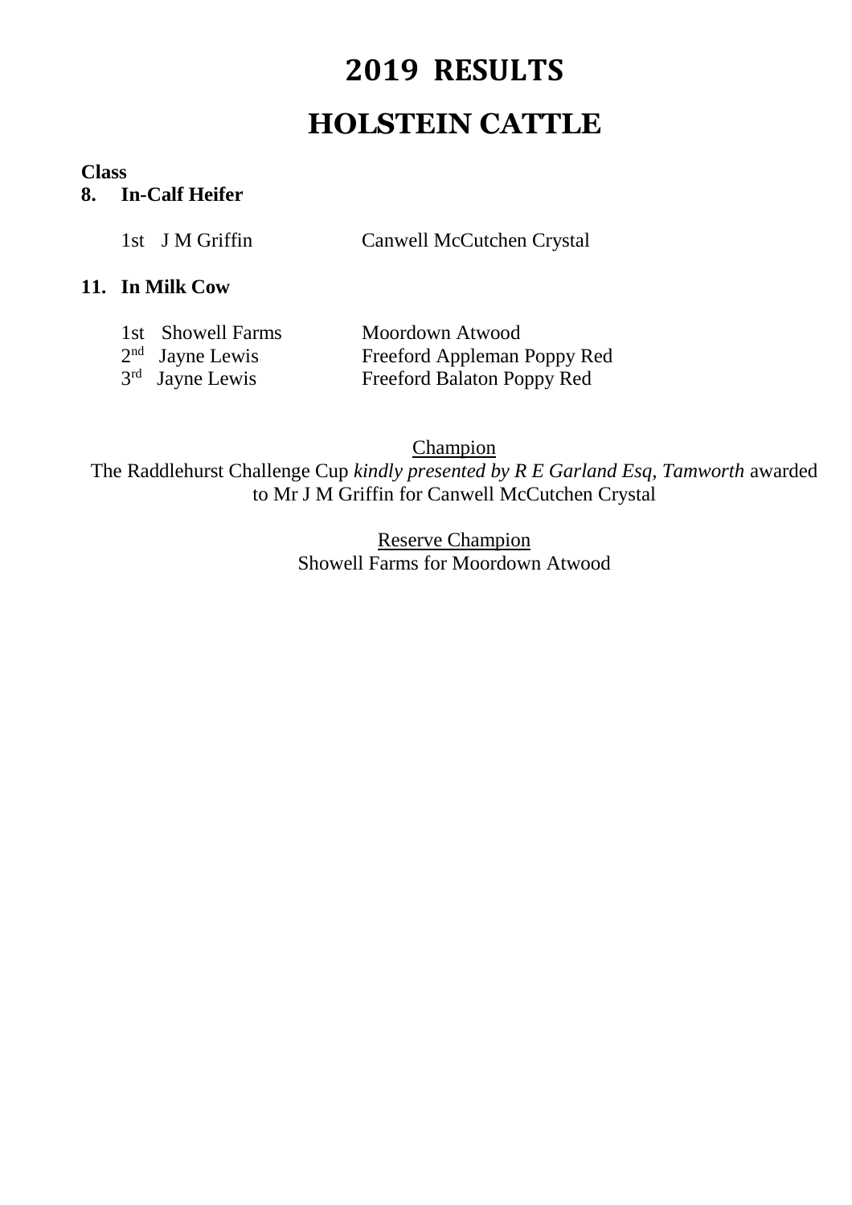# 2019 RESULTS

# HOLSTEIN CATTLE

**Class**

**8. In-Calf Heifer**

| | |
|---|---|
| 1st J M Griffin | Canwell McCutchen Crystal |

**11. In Milk Cow**

| | |
|---|---|
| 1st Showell Farms | Moordown Atwood |
| 2nd Jayne Lewis | Freeford Appleman Poppy Red |
| 3rd Jayne Lewis | Freeford Balaton Poppy Red |

<u>Champion</u>

The Raddlehurst Challenge Cup *kindly presented by R E Garland Esq, Tamworth* awarded to Mr J M Griffin for Canwell McCutchen Crystal

<u>Reserve Champion</u>

Showell Farms for Moordown Atwood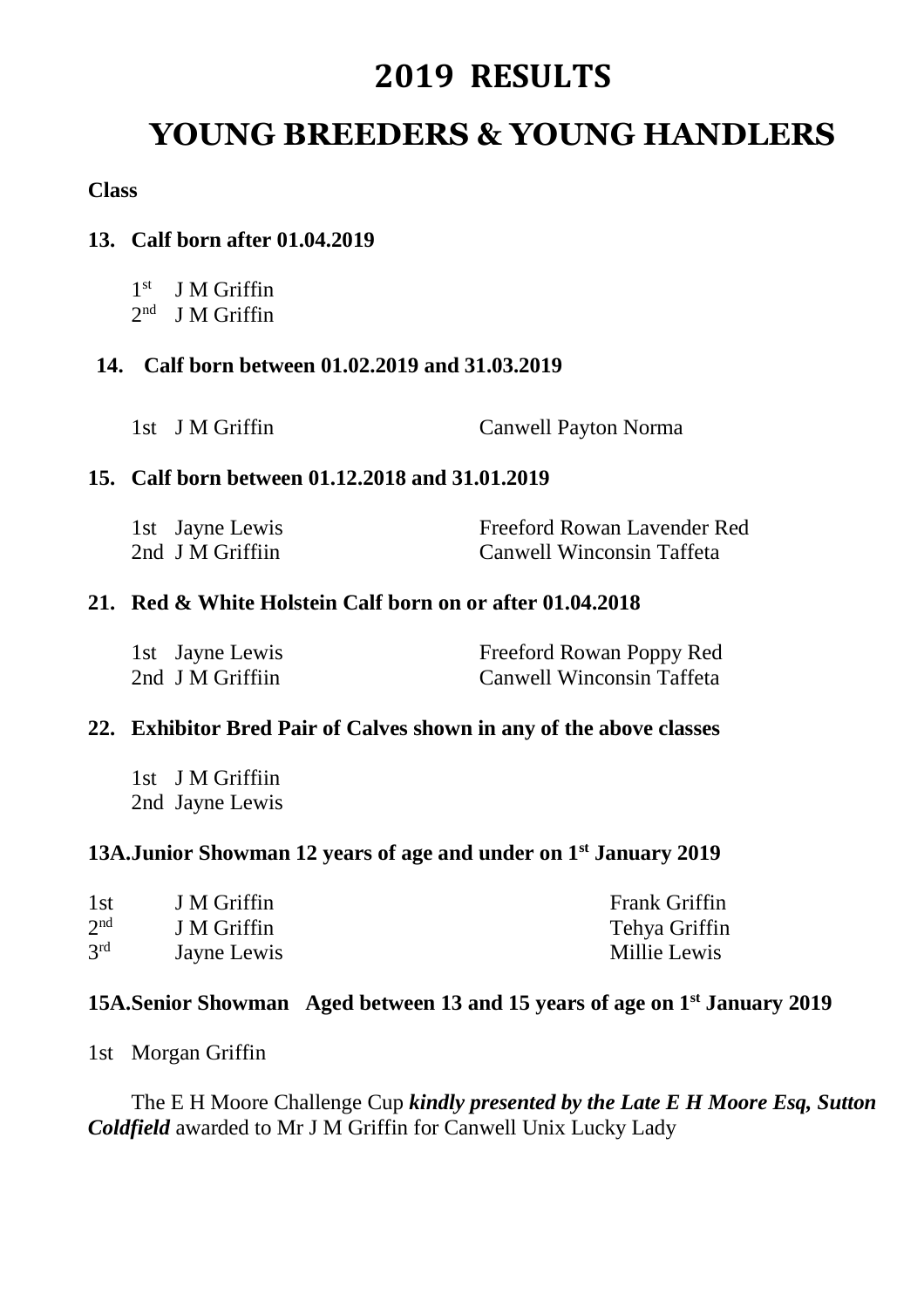# 2019 RESULTS

# YOUNG BREEDERS & YOUNG HANDLERS

**Class**

**13. Calf born after 01.04.2019**

1st J M Griffin
2nd J M Griffin

**14. Calf born between 01.02.2019 and 31.03.2019**

| | | |
|---|---|---|
| 1st | J M Griffin | Canwell Payton Norma |

**15. Calf born between 01.12.2018 and 31.01.2019**

| | | |
|---|---|---|
| 1st | Jayne Lewis | Freeford Rowan Lavender Red |
| 2nd | J M Griffiin | Canwell Winconsin Taffeta |

**21. Red & White Holstein Calf born on or after 01.04.2018**

| | | |
|---|---|---|
| 1st | Jayne Lewis | Freeford Rowan Poppy Red |
| 2nd | J M Griffiin | Canwell Winconsin Taffeta |

**22. Exhibitor Bred Pair of Calves shown in any of the above classes**

1st J M Griffiin
2nd Jayne Lewis

**13A.Junior Showman 12 years of age and under on 1st January 2019**

| | | |
|---|---|---|
| 1st | J M Griffin | Frank Griffin |
| 2nd | J M Griffin | Tehya Griffin |
| 3rd | Jayne Lewis | Millie Lewis |

**15A.Senior Showman Aged between 13 and 15 years of age on 1st January 2019**

1st Morgan Griffin

The E H Moore Challenge Cup ***kindly presented by the Late E H Moore Esq, Sutton Coldfield*** awarded to Mr J M Griffin for Canwell Unix Lucky Lady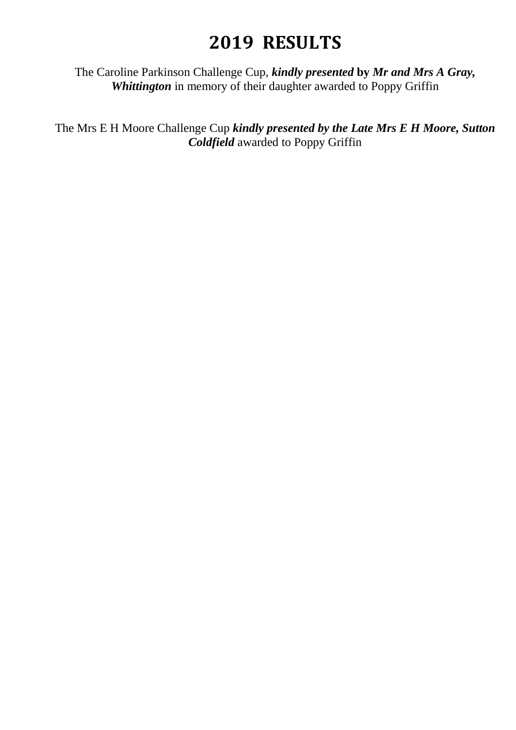# 2019 RESULTS

The Caroline Parkinson Challenge Cup, ***kindly presented* by *Mr and Mrs A Gray, Whittington*** in memory of their daughter awarded to Poppy Griffin

The Mrs E H Moore Challenge Cup ***kindly presented by the Late Mrs E H Moore, Sutton Coldfield*** awarded to Poppy Griffin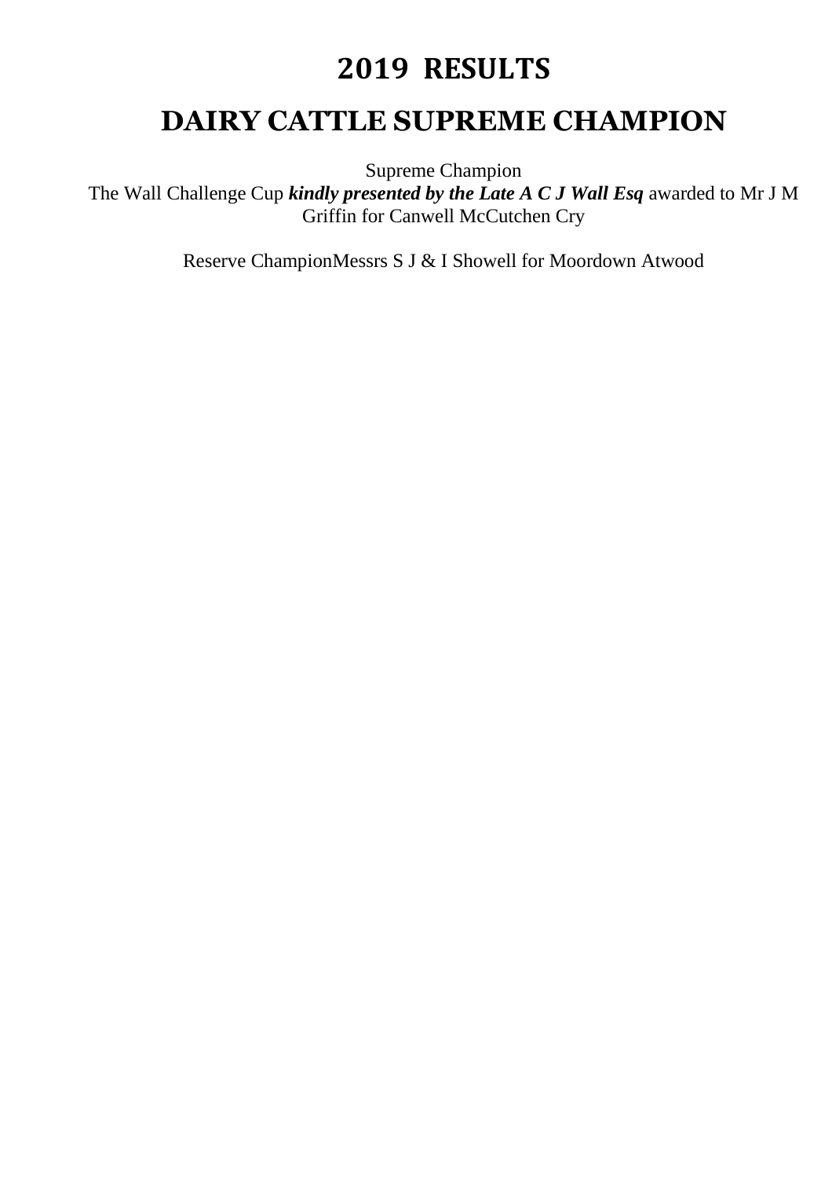# 2019 RESULTS

## DAIRY CATTLE SUPREME CHAMPION

Supreme Champion
The Wall Challenge Cup ***kindly presented by the Late A C J Wall Esq*** awarded to Mr J M Griffin for Canwell McCutchen Cry

Reserve ChampionMessrs S J & I Showell for Moordown Atwood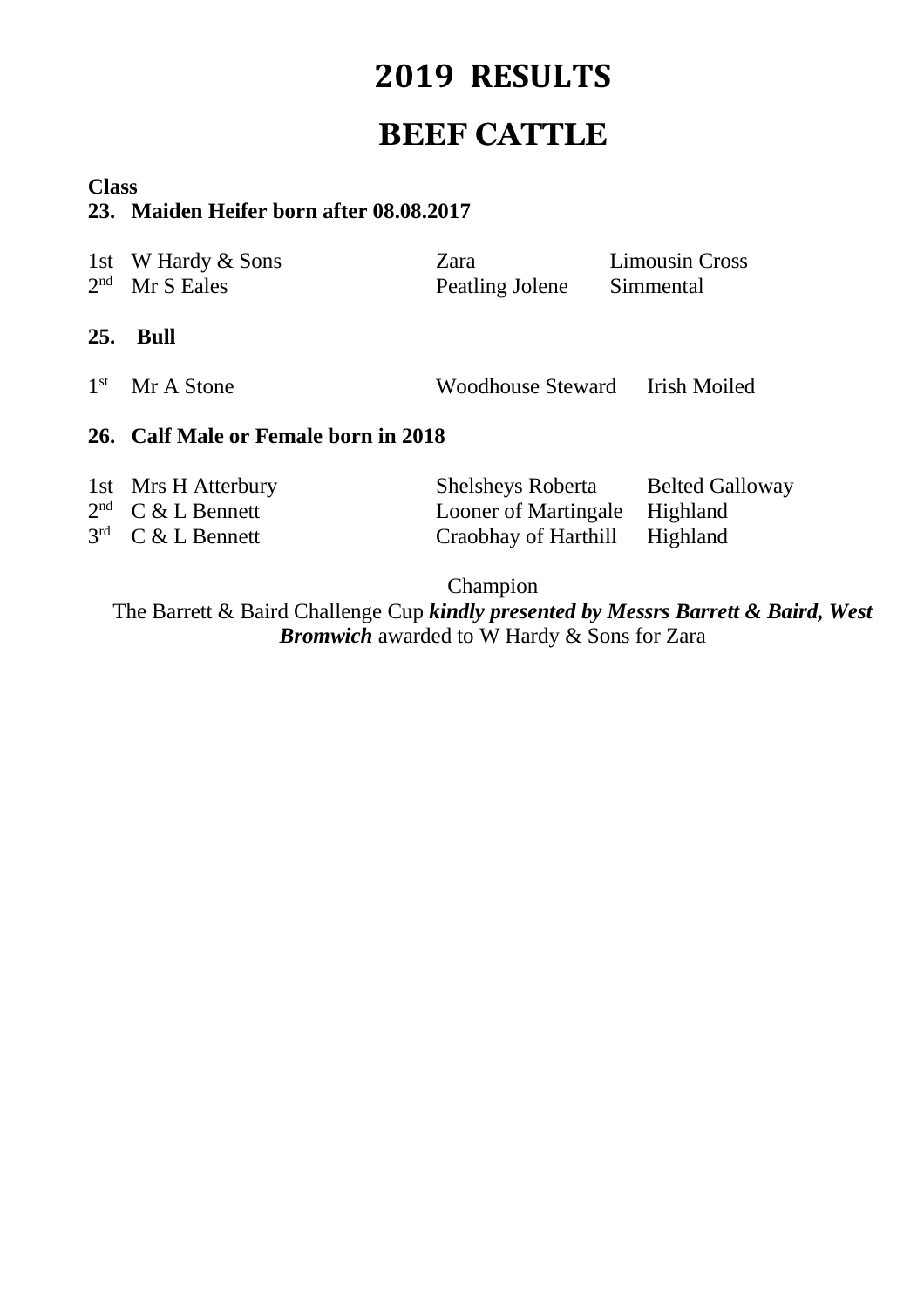# 2019 RESULTS

# BEEF CATTLE

**Class**

**23. Maiden Heifer born after 08.08.2017**

| | | | |
|---|---|---|---|
| 1st | W Hardy & Sons | Zara | Limousin Cross |
| 2nd | Mr S Eales | Peatling Jolene | Simmental |

**25. Bull**

| | | | |
|---|---|---|---|
| 1st | Mr A Stone | Woodhouse Steward | Irish Moiled |

**26. Calf Male or Female born in 2018**

| | | | |
|---|---|---|---|
| 1st | Mrs H Atterbury | Shelsheys Roberta | Belted Galloway |
| 2nd | C & L Bennett | Looner of Martingale | Highland |
| 3rd | C & L Bennett | Craobhay of Harthill | Highland |

Champion

The Barrett & Baird Challenge Cup ***kindly presented by Messrs Barrett & Baird, West Bromwich*** awarded to W Hardy & Sons for Zara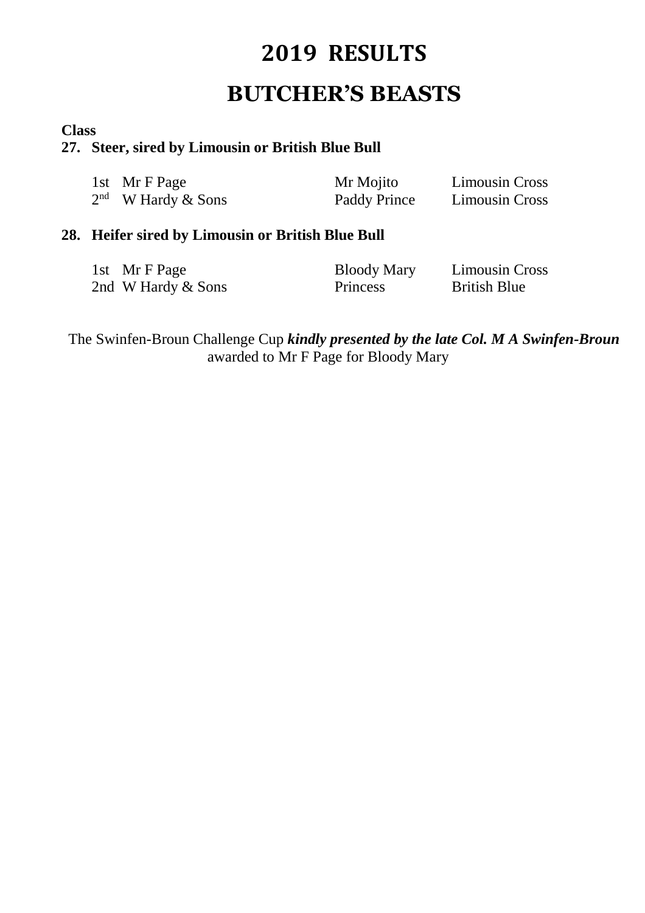# 2019 RESULTS

# BUTCHER’S BEASTS

**Class**

**27. Steer, sired by Limousin or British Blue Bull**

| | | | |
|---|---|---|---|
| 1st | Mr F Page | Mr Mojito | Limousin Cross |
| 2nd | W Hardy & Sons | Paddy Prince | Limousin Cross |

**28. Heifer sired by Limousin or British Blue Bull**

| | | | |
|---|---|---|---|
| 1st | Mr F Page | Bloody Mary | Limousin Cross |
| 2nd | W Hardy & Sons | Princess | British Blue |

The Swinfen-Broun Challenge Cup ***kindly presented by the late Col. M A Swinfen-Broun*** awarded to Mr F Page for Bloody Mary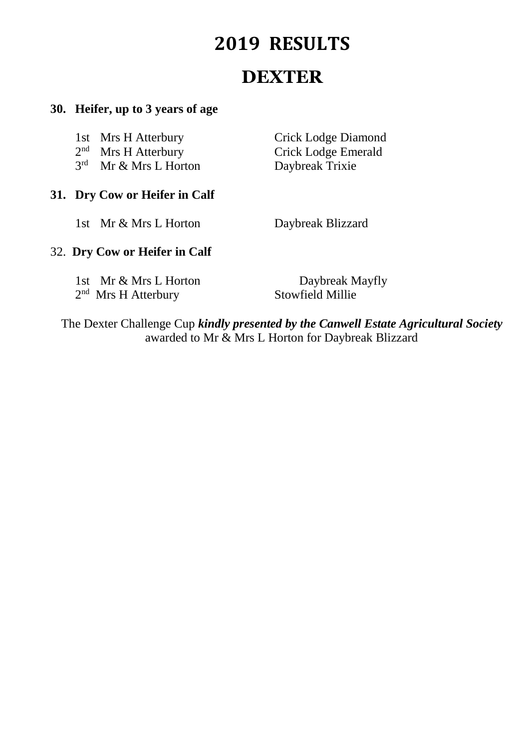# 2019 RESULTS

# DEXTER

### 30. Heifer, up to 3 years of age

| | | |
|---|---|---|
| 1st | Mrs H Atterbury | Crick Lodge Diamond |
| 2nd | Mrs H Atterbury | Crick Lodge Emerald |
| 3rd | Mr & Mrs L Horton | Daybreak Trixie |

### 31. Dry Cow or Heifer in Calf

| | | |
|---|---|---|
| 1st | Mr & Mrs L Horton | Daybreak Blizzard |

### 32. Dry Cow or Heifer in Calf

| | | |
|---|---|---|
| 1st | Mr & Mrs L Horton | Daybreak Mayfly |
| 2nd | Mrs H Atterbury | Stowfield Millie |

The Dexter Challenge Cup ***kindly presented by the Canwell Estate Agricultural Society*** awarded to Mr & Mrs L Horton for Daybreak Blizzard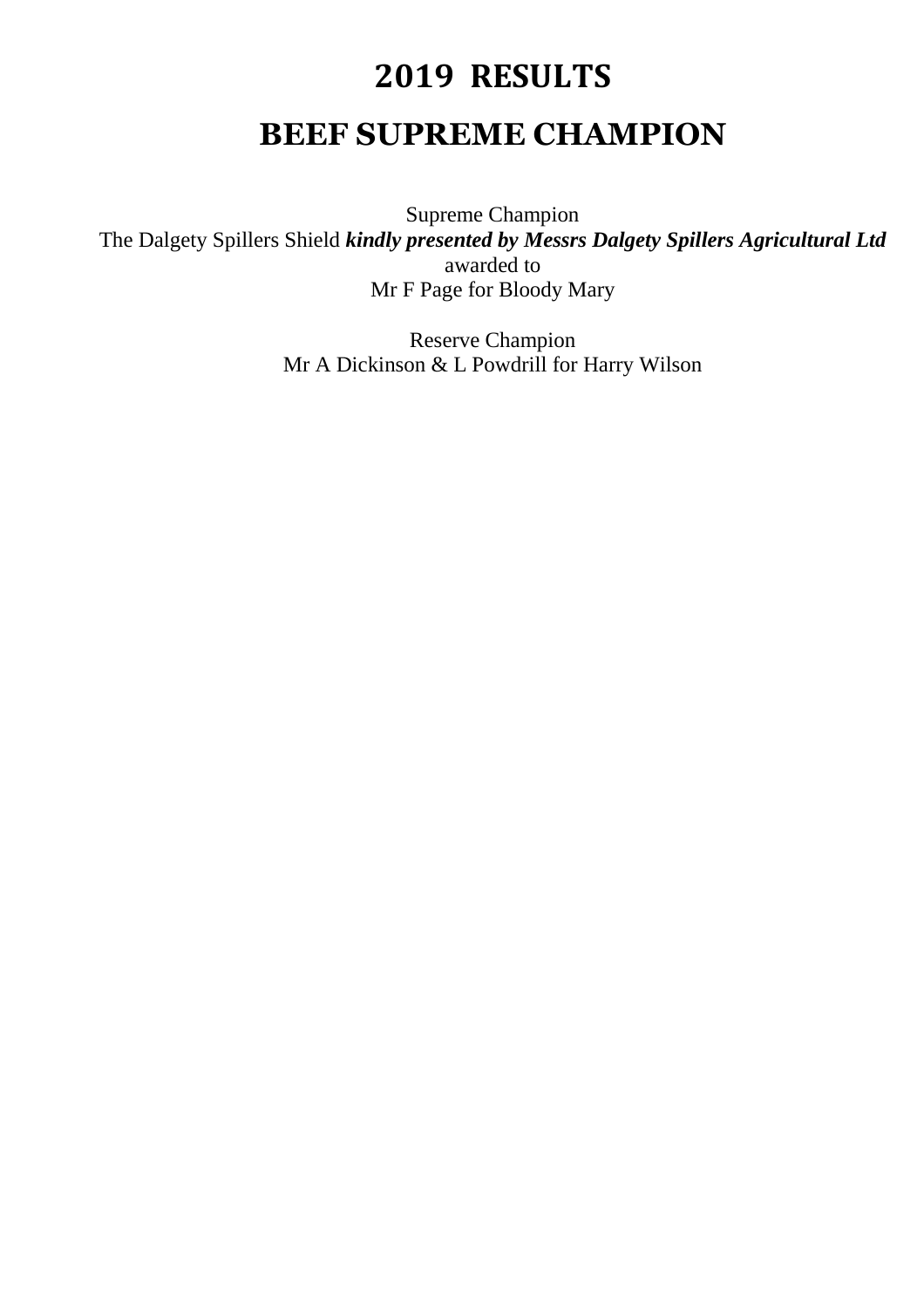# 2019 RESULTS

# BEEF SUPREME CHAMPION

Supreme Champion
The Dalgety Spillers Shield ***kindly presented by Messrs Dalgety Spillers Agricultural Ltd***
awarded to
Mr F Page for Bloody Mary

Reserve Champion
Mr A Dickinson & L Powdrill for Harry Wilson